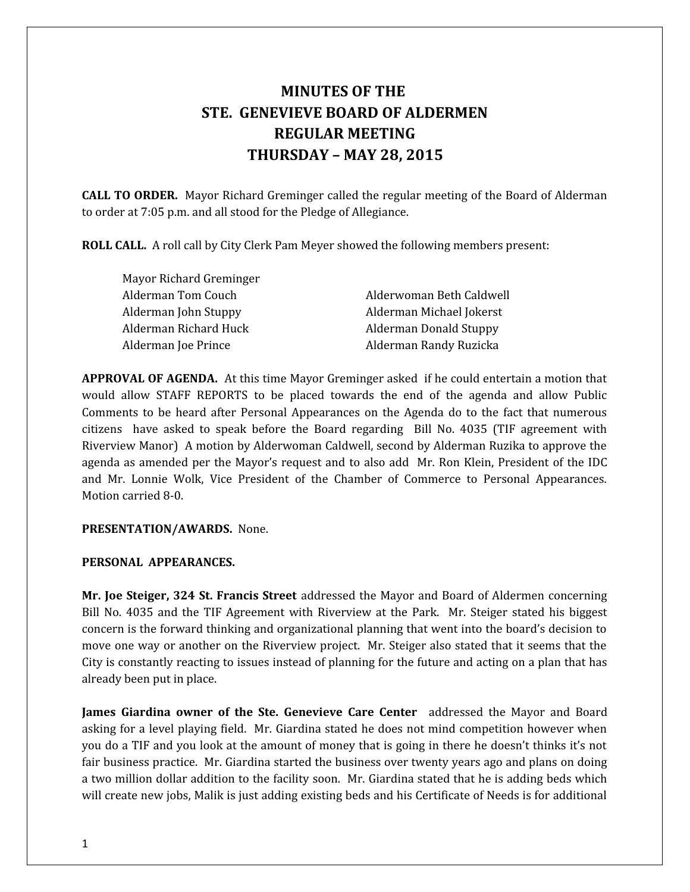# MINUTES OF THE
# STE. GENEVIEVE BOARD OF ALDERMEN
# REGULAR MEETING
# THURSDAY – MAY 28, 2015

**CALL TO ORDER.** Mayor Richard Greminger called the regular meeting of the Board of Alderman to order at 7:05 p.m. and all stood for the Pledge of Allegiance.

**ROLL CALL.** A roll call by City Clerk Pam Meyer showed the following members present:

Mayor Richard Greminger

| | |
|---|---|
| Alderman Tom Couch | Alderwoman Beth Caldwell |
| Alderman John Stuppy | Alderman Michael Jokerst |
| Alderman Richard Huck | Alderman Donald Stuppy |
| Alderman Joe Prince | Alderman Randy Ruzicka |

**APPROVAL OF AGENDA.** At this time Mayor Greminger asked if he could entertain a motion that would allow STAFF REPORTS to be placed towards the end of the agenda and allow Public Comments to be heard after Personal Appearances on the Agenda do to the fact that numerous citizens have asked to speak before the Board regarding Bill No. 4035 (TIF agreement with Riverview Manor) A motion by Alderwoman Caldwell, second by Alderman Ruzika to approve the agenda as amended per the Mayor's request and to also add Mr. Ron Klein, President of the IDC and Mr. Lonnie Wolk, Vice President of the Chamber of Commerce to Personal Appearances. Motion carried 8-0.

**PRESENTATION/AWARDS.** None.

**PERSONAL APPEARANCES.**

**Mr. Joe Steiger, 324 St. Francis Street** addressed the Mayor and Board of Aldermen concerning Bill No. 4035 and the TIF Agreement with Riverview at the Park. Mr. Steiger stated his biggest concern is the forward thinking and organizational planning that went into the board's decision to move one way or another on the Riverview project. Mr. Steiger also stated that it seems that the City is constantly reacting to issues instead of planning for the future and acting on a plan that has already been put in place.

**James Giardina owner of the Ste. Genevieve Care Center** addressed the Mayor and Board asking for a level playing field. Mr. Giardina stated he does not mind competition however when you do a TIF and you look at the amount of money that is going in there he doesn't thinks it's not fair business practice. Mr. Giardina started the business over twenty years ago and plans on doing a two million dollar addition to the facility soon. Mr. Giardina stated that he is adding beds which will create new jobs, Malik is just adding existing beds and his Certificate of Needs is for additional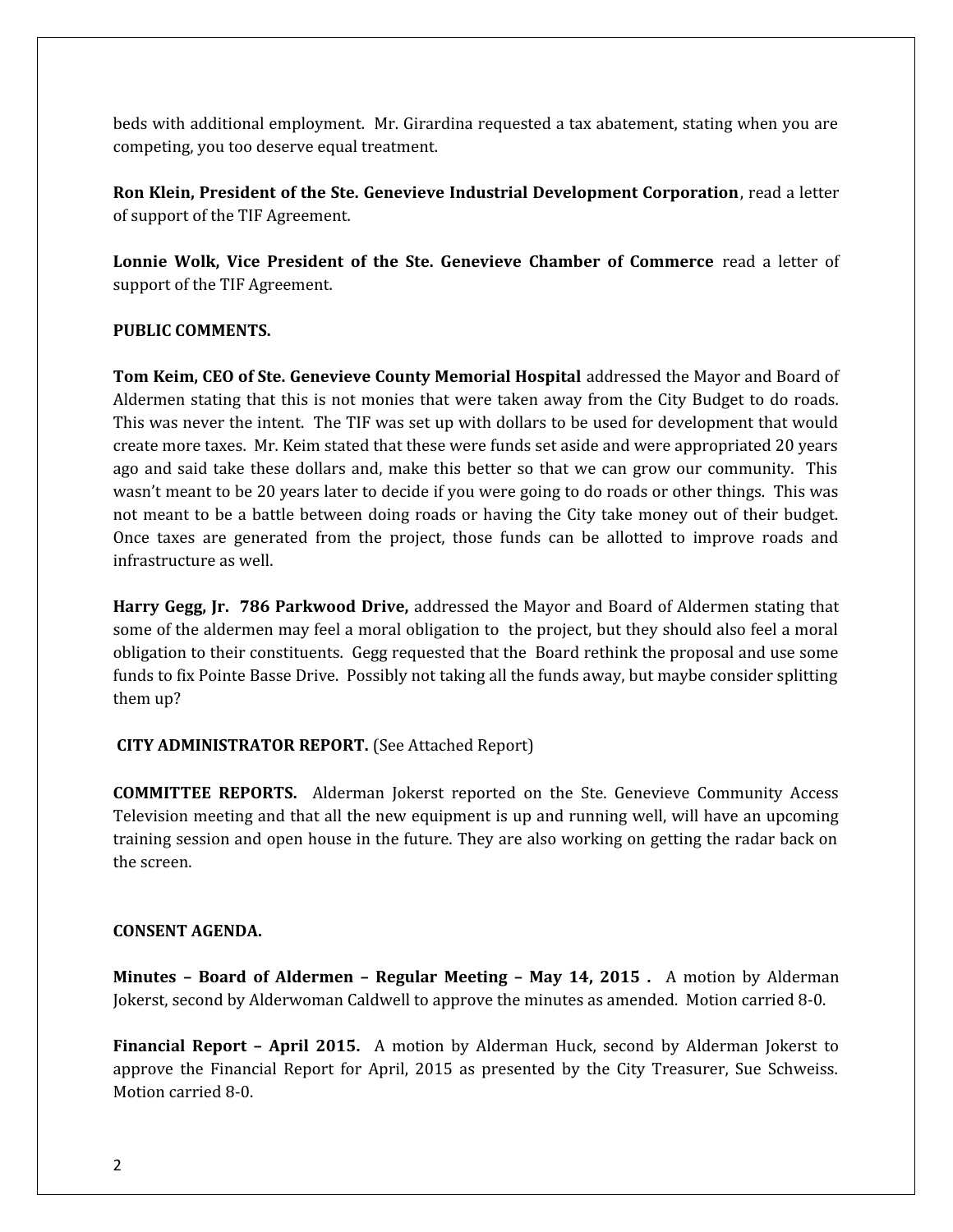beds with additional employment. Mr. Girardina requested a tax abatement, stating when you are competing, you too deserve equal treatment.

**Ron Klein, President of the Ste. Genevieve Industrial Development Corporation**, read a letter of support of the TIF Agreement.

**Lonnie Wolk, Vice President of the Ste. Genevieve Chamber of Commerce** read a letter of support of the TIF Agreement.

**PUBLIC COMMENTS.**

**Tom Keim, CEO of Ste. Genevieve County Memorial Hospital** addressed the Mayor and Board of Aldermen stating that this is not monies that were taken away from the City Budget to do roads. This was never the intent. The TIF was set up with dollars to be used for development that would create more taxes. Mr. Keim stated that these were funds set aside and were appropriated 20 years ago and said take these dollars and, make this better so that we can grow our community. This wasn't meant to be 20 years later to decide if you were going to do roads or other things. This was not meant to be a battle between doing roads or having the City take money out of their budget. Once taxes are generated from the project, those funds can be allotted to improve roads and infrastructure as well.

**Harry Gegg, Jr. 786 Parkwood Drive,** addressed the Mayor and Board of Aldermen stating that some of the aldermen may feel a moral obligation to the project, but they should also feel a moral obligation to their constituents. Gegg requested that the Board rethink the proposal and use some funds to fix Pointe Basse Drive. Possibly not taking all the funds away, but maybe consider splitting them up?

**CITY ADMINISTRATOR REPORT.** (See Attached Report)

**COMMITTEE REPORTS.** Alderman Jokerst reported on the Ste. Genevieve Community Access Television meeting and that all the new equipment is up and running well, will have an upcoming training session and open house in the future. They are also working on getting the radar back on the screen.

**CONSENT AGENDA.**

**Minutes – Board of Aldermen – Regular Meeting – May 14, 2015 .** A motion by Alderman Jokerst, second by Alderwoman Caldwell to approve the minutes as amended. Motion carried 8-0.

**Financial Report – April 2015.** A motion by Alderman Huck, second by Alderman Jokerst to approve the Financial Report for April, 2015 as presented by the City Treasurer, Sue Schweiss. Motion carried 8-0.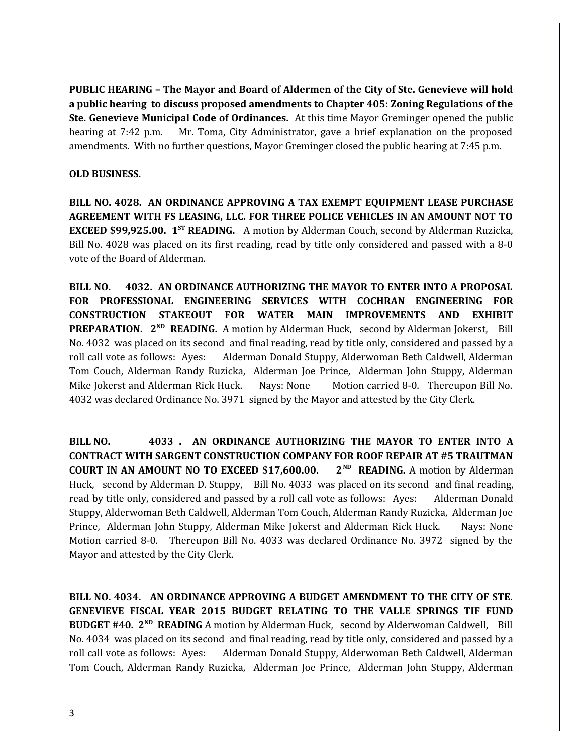**PUBLIC HEARING – The Mayor and Board of Aldermen of the City of Ste. Genevieve will hold a public hearing to discuss proposed amendments to Chapter 405: Zoning Regulations of the Ste. Genevieve Municipal Code of Ordinances.** At this time Mayor Greminger opened the public hearing at 7:42 p.m. Mr. Toma, City Administrator, gave a brief explanation on the proposed amendments. With no further questions, Mayor Greminger closed the public hearing at 7:45 p.m.

**OLD BUSINESS.**

**BILL NO. 4028. AN ORDINANCE APPROVING A TAX EXEMPT EQUIPMENT LEASE PURCHASE AGREEMENT WITH FS LEASING, LLC. FOR THREE POLICE VEHICLES IN AN AMOUNT NOT TO EXCEED $99,925.00. 1ST READING.** A motion by Alderman Couch, second by Alderman Ruzicka, Bill No. 4028 was placed on its first reading, read by title only considered and passed with a 8-0 vote of the Board of Alderman.

**BILL NO. 4032. AN ORDINANCE AUTHORIZING THE MAYOR TO ENTER INTO A PROPOSAL FOR PROFESSIONAL ENGINEERING SERVICES WITH COCHRAN ENGINEERING FOR CONSTRUCTION STAKEOUT FOR WATER MAIN IMPROVEMENTS AND EXHIBIT PREPARATION. 2ND READING.** A motion by Alderman Huck, second by Alderman Jokerst, Bill No. 4032 was placed on its second and final reading, read by title only, considered and passed by a roll call vote as follows: Ayes: Alderman Donald Stuppy, Alderwoman Beth Caldwell, Alderman Tom Couch, Alderman Randy Ruzicka, Alderman Joe Prince, Alderman John Stuppy, Alderman Mike Jokerst and Alderman Rick Huck. Nays: None Motion carried 8-0. Thereupon Bill No. 4032 was declared Ordinance No. 3971 signed by the Mayor and attested by the City Clerk.

**BILL NO. 4033 . AN ORDINANCE AUTHORIZING THE MAYOR TO ENTER INTO A CONTRACT WITH SARGENT CONSTRUCTION COMPANY FOR ROOF REPAIR AT #5 TRAUTMAN COURT IN AN AMOUNT NO TO EXCEED $17,600.00. 2ND READING.** A motion by Alderman Huck, second by Alderman D. Stuppy, Bill No. 4033 was placed on its second and final reading, read by title only, considered and passed by a roll call vote as follows: Ayes: Alderman Donald Stuppy, Alderwoman Beth Caldwell, Alderman Tom Couch, Alderman Randy Ruzicka, Alderman Joe Prince, Alderman John Stuppy, Alderman Mike Jokerst and Alderman Rick Huck. Nays: None Motion carried 8-0. Thereupon Bill No. 4033 was declared Ordinance No. 3972 signed by the Mayor and attested by the City Clerk.

**BILL NO. 4034. AN ORDINANCE APPROVING A BUDGET AMENDMENT TO THE CITY OF STE. GENEVIEVE FISCAL YEAR 2015 BUDGET RELATING TO THE VALLE SPRINGS TIF FUND BUDGET #40. 2ND READING** A motion by Alderman Huck, second by Alderwoman Caldwell, Bill No. 4034 was placed on its second and final reading, read by title only, considered and passed by a roll call vote as follows: Ayes: Alderman Donald Stuppy, Alderwoman Beth Caldwell, Alderman Tom Couch, Alderman Randy Ruzicka, Alderman Joe Prince, Alderman John Stuppy, Alderman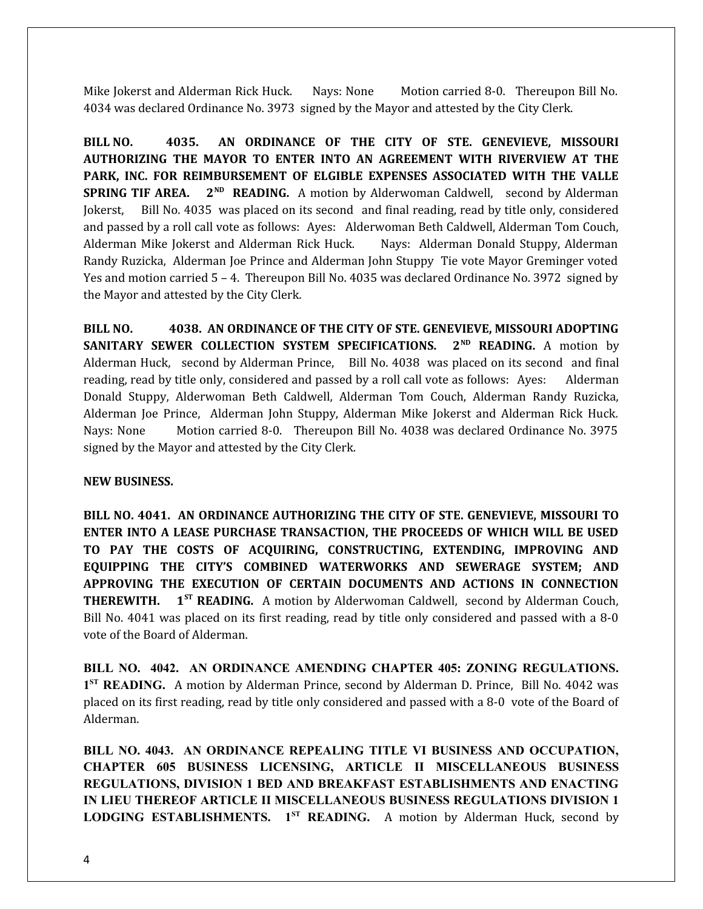Mike Jokerst and Alderman Rick Huck. Nays: None Motion carried 8-0. Thereupon Bill No. 4034 was declared Ordinance No. 3973 signed by the Mayor and attested by the City Clerk.

**BILL NO. 4035. AN ORDINANCE OF THE CITY OF STE. GENEVIEVE, MISSOURI AUTHORIZING THE MAYOR TO ENTER INTO AN AGREEMENT WITH RIVERVIEW AT THE PARK, INC. FOR REIMBURSEMENT OF ELGIBLE EXPENSES ASSOCIATED WITH THE VALLE SPRING TIF AREA. 2ND READING.** A motion by Alderwoman Caldwell, second by Alderman Jokerst, Bill No. 4035 was placed on its second and final reading, read by title only, considered and passed by a roll call vote as follows: Ayes: Alderwoman Beth Caldwell, Alderman Tom Couch, Alderman Mike Jokerst and Alderman Rick Huck. Nays: Alderman Donald Stuppy, Alderman Randy Ruzicka, Alderman Joe Prince and Alderman John Stuppy Tie vote Mayor Greminger voted Yes and motion carried 5 – 4. Thereupon Bill No. 4035 was declared Ordinance No. 3972 signed by the Mayor and attested by the City Clerk.

**BILL NO. 4038. AN ORDINANCE OF THE CITY OF STE. GENEVIEVE, MISSOURI ADOPTING SANITARY SEWER COLLECTION SYSTEM SPECIFICATIONS. 2ND READING.** A motion by Alderman Huck, second by Alderman Prince, Bill No. 4038 was placed on its second and final reading, read by title only, considered and passed by a roll call vote as follows: Ayes: Alderman Donald Stuppy, Alderwoman Beth Caldwell, Alderman Tom Couch, Alderman Randy Ruzicka, Alderman Joe Prince, Alderman John Stuppy, Alderman Mike Jokerst and Alderman Rick Huck. Nays: None Motion carried 8-0. Thereupon Bill No. 4038 was declared Ordinance No. 3975 signed by the Mayor and attested by the City Clerk.

**NEW BUSINESS.**

**BILL NO. 4041. AN ORDINANCE AUTHORIZING THE CITY OF STE. GENEVIEVE, MISSOURI TO ENTER INTO A LEASE PURCHASE TRANSACTION, THE PROCEEDS OF WHICH WILL BE USED TO PAY THE COSTS OF ACQUIRING, CONSTRUCTING, EXTENDING, IMPROVING AND EQUIPPING THE CITY'S COMBINED WATERWORKS AND SEWERAGE SYSTEM; AND APPROVING THE EXECUTION OF CERTAIN DOCUMENTS AND ACTIONS IN CONNECTION THEREWITH. 1ST READING.** A motion by Alderwoman Caldwell, second by Alderman Couch, Bill No. 4041 was placed on its first reading, read by title only considered and passed with a 8-0 vote of the Board of Alderman.

**BILL NO. 4042. AN ORDINANCE AMENDING CHAPTER 405: ZONING REGULATIONS. 1ST READING.** A motion by Alderman Prince, second by Alderman D. Prince, Bill No. 4042 was placed on its first reading, read by title only considered and passed with a 8-0 vote of the Board of Alderman.

**BILL NO. 4043. AN ORDINANCE REPEALING TITLE VI BUSINESS AND OCCUPATION, CHAPTER 605 BUSINESS LICENSING, ARTICLE II MISCELLANEOUS BUSINESS REGULATIONS, DIVISION 1 BED AND BREAKFAST ESTABLISHMENTS AND ENACTING IN LIEU THEREOF ARTICLE II MISCELLANEOUS BUSINESS REGULATIONS DIVISION 1 LODGING ESTABLISHMENTS. 1ST READING.** A motion by Alderman Huck, second by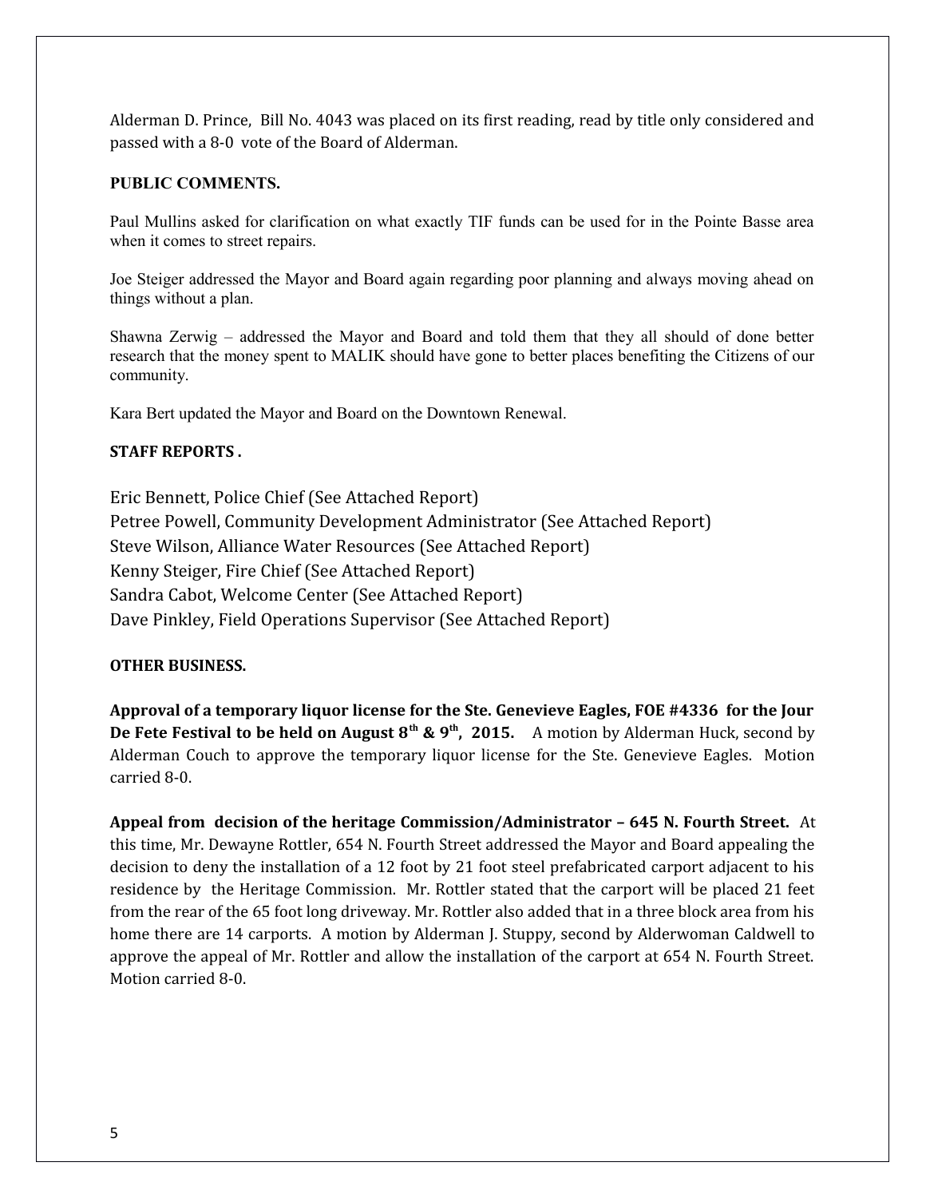Alderman D. Prince, Bill No. 4043 was placed on its first reading, read by title only considered and passed with a 8-0 vote of the Board of Alderman.

**PUBLIC COMMENTS.**

Paul Mullins asked for clarification on what exactly TIF funds can be used for in the Pointe Basse area when it comes to street repairs.

Joe Steiger addressed the Mayor and Board again regarding poor planning and always moving ahead on things without a plan.

Shawna Zerwig – addressed the Mayor and Board and told them that they all should of done better research that the money spent to MALIK should have gone to better places benefiting the Citizens of our community.

Kara Bert updated the Mayor and Board on the Downtown Renewal.

**STAFF REPORTS .**

Eric Bennett, Police Chief (See Attached Report)
Petree Powell, Community Development Administrator (See Attached Report)
Steve Wilson, Alliance Water Resources (See Attached Report)
Kenny Steiger, Fire Chief (See Attached Report)
Sandra Cabot, Welcome Center (See Attached Report)
Dave Pinkley, Field Operations Supervisor (See Attached Report)

**OTHER BUSINESS.**

**Approval of a temporary liquor license for the Ste. Genevieve Eagles, FOE #4336 for the Jour De Fete Festival to be held on August 8th & 9th, 2015.** A motion by Alderman Huck, second by Alderman Couch to approve the temporary liquor license for the Ste. Genevieve Eagles. Motion carried 8-0.

**Appeal from decision of the heritage Commission/Administrator – 645 N. Fourth Street.** At this time, Mr. Dewayne Rottler, 654 N. Fourth Street addressed the Mayor and Board appealing the decision to deny the installation of a 12 foot by 21 foot steel prefabricated carport adjacent to his residence by the Heritage Commission. Mr. Rottler stated that the carport will be placed 21 feet from the rear of the 65 foot long driveway. Mr. Rottler also added that in a three block area from his home there are 14 carports. A motion by Alderman J. Stuppy, second by Alderwoman Caldwell to approve the appeal of Mr. Rottler and allow the installation of the carport at 654 N. Fourth Street. Motion carried 8-0.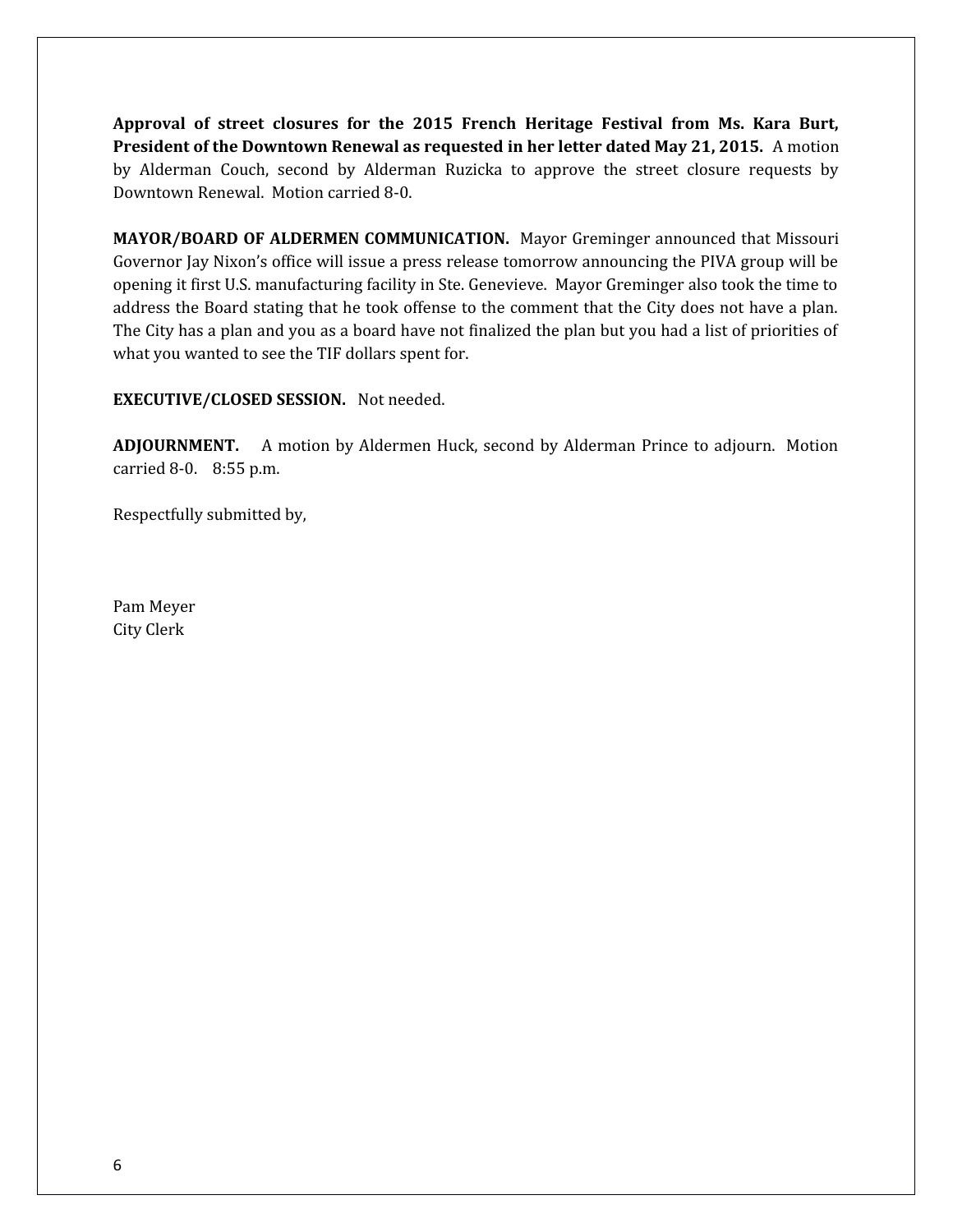**Approval of street closures for the 2015 French Heritage Festival from Ms. Kara Burt, President of the Downtown Renewal as requested in her letter dated May 21, 2015.** A motion by Alderman Couch, second by Alderman Ruzicka to approve the street closure requests by Downtown Renewal. Motion carried 8-0.

**MAYOR/BOARD OF ALDERMEN COMMUNICATION.** Mayor Greminger announced that Missouri Governor Jay Nixon's office will issue a press release tomorrow announcing the PIVA group will be opening it first U.S. manufacturing facility in Ste. Genevieve. Mayor Greminger also took the time to address the Board stating that he took offense to the comment that the City does not have a plan. The City has a plan and you as a board have not finalized the plan but you had a list of priorities of what you wanted to see the TIF dollars spent for.

**EXECUTIVE/CLOSED SESSION.** Not needed.

**ADJOURNMENT.** A motion by Aldermen Huck, second by Alderman Prince to adjourn. Motion carried 8-0. 8:55 p.m.

Respectfully submitted by,

Pam Meyer
City Clerk